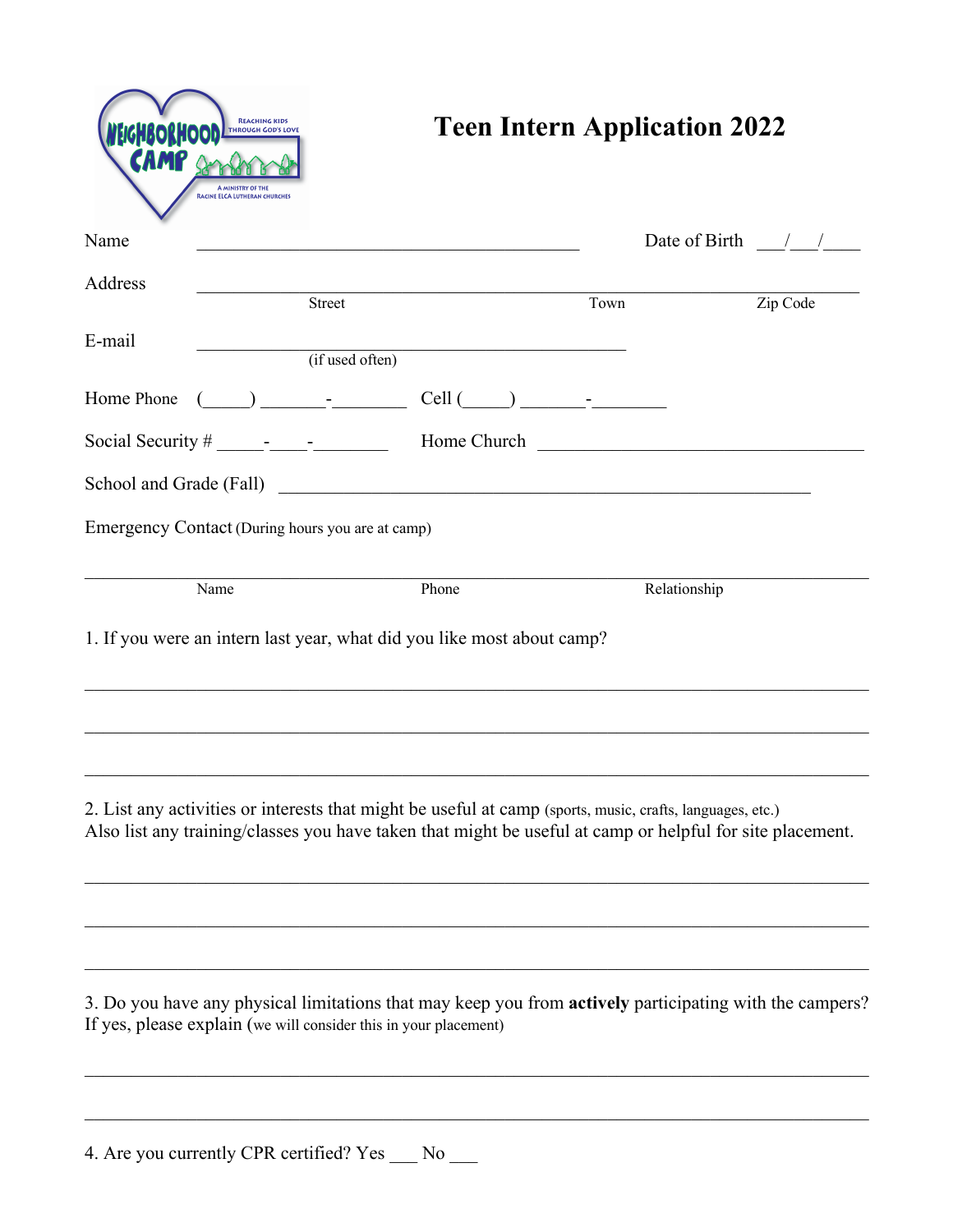NEIGHBORHOOD CAMP

REACHING KIDS THROUGH GOD'S LOVE

A MINISTRY OF THE RACINE ELCA LUTHERAN CHURCHES

# Teen Intern Application 2022

Name ________________________________________ Date of Birth ___/___/____

Address ______________________________________________________________
Street Town Zip Code

E-mail ________________________________________
(if used often)

Home Phone (_____) _______-________ Cell (_____) _______-________

Social Security # _____-____-________ Home Church ________________________________

School and Grade (Fall) ______________________________________________________

Emergency Contact (During hours you are at camp)

______________________________________________________________
Name Phone Relationship

1. If you were an intern last year, what did you like most about camp?

______________________________________________________________

______________________________________________________________

______________________________________________________________

2. List any activities or interests that might be useful at camp (sports, music, crafts, languages, etc.)
Also list any training/classes you have taken that might be useful at camp or helpful for site placement.

______________________________________________________________

______________________________________________________________

______________________________________________________________

3. Do you have any physical limitations that may keep you from **actively** participating with the campers?
If yes, please explain (we will consider this in your placement)

______________________________________________________________

______________________________________________________________

4. Are you currently CPR certified? Yes ___ No ___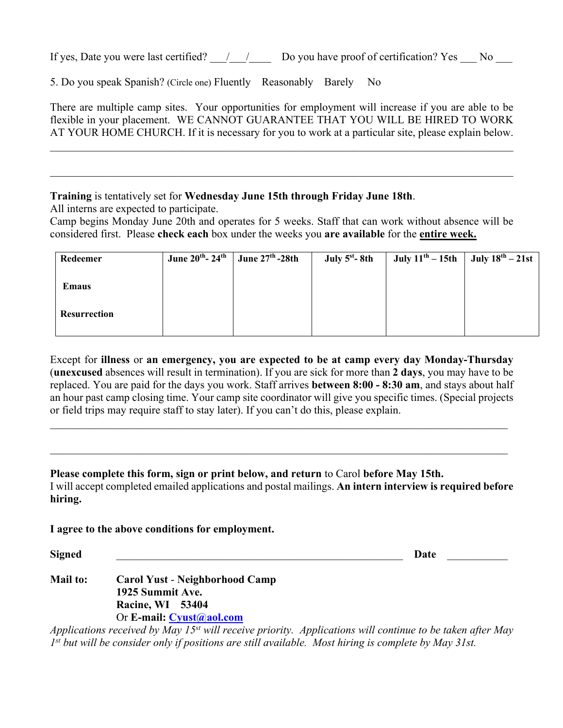If yes, Date you were last certified? ___/___/____ Do you have proof of certification? Yes ___ No ___

5. Do you speak Spanish? (Circle one) Fluently Reasonably Barely No

There are multiple camp sites. Your opportunities for employment will increase if you are able to be flexible in your placement. WE CANNOT GUARANTEE THAT YOU WILL BE HIRED TO WORK AT YOUR HOME CHURCH. If it is necessary for you to work at a particular site, please explain below.

_______________________________________________________________________________

_______________________________________________________________________________

**Training** is tentatively set for **Wednesday June 15th through Friday June 18th**.
All interns are expected to participate.
Camp begins Monday June 20th and operates for 5 weeks. Staff that can work without absence will be considered first. Please **check each** box under the weeks you **are available** for the **entire week.**

| | June 20th- 24th | June 27th -28th | July 5st- 8th | July 11th – 15th | July 18th – 21st |
|---|---|---|---|---|---|
| **Redeemer** | | | | | |
| **Emaus** | | | | | |
| **Resurrection** | | | | | |

Except for **illness** or **an emergency, you are expected to be at camp every day Monday-Thursday** (**unexcused** absences will result in termination). If you are sick for more than **2 days**, you may have to be replaced. You are paid for the days you work. Staff arrives **between 8:00 - 8:30 am**, and stays about half an hour past camp closing time. Your camp site coordinator will give you specific times. (Special projects or field trips may require staff to stay later). If you can't do this, please explain.

_______________________________________________________________________________

_______________________________________________________________________________

**Please complete this form, sign or print below, and return** to Carol **before May 15th.**
I will accept completed emailed applications and postal mailings. **An intern interview is required before hiring.**

**I agree to the above conditions for employment.**

**Signed** _______________________________________________ **Date** ___________

**Mail to:** **Carol Yust** - **Neighborhood Camp**
**1925 Summit Ave.**
**Racine, WI 53404**
Or **E-mail: Cyust@aol.com**

*Applications received by May 15st will receive priority. Applications will continue to be taken after May 1st but will be consider only if positions are still available. Most hiring is complete by May 31st.*